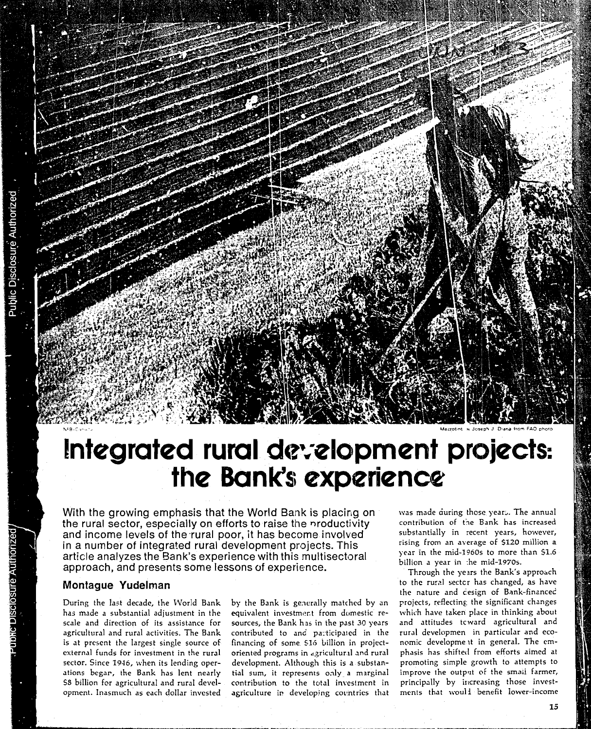# Integrated rural development projects: the Bank's experience

With the growing emphasis that the World Bank is placing on the rural sector, especially on efforts to raise the productivity and income levels of the rural poor, it has become involved in a number of integrated rural development projects. This article analyzes the Bank's experience with this multisectoral approach, and presents some lessons of experience.

## Montague Yudelman

During the last decade, the World Bank has made a substantial adjustment in the scale and direction of its assistance for agricultural and rural activities. The Bank is at present the largest single source of external funds for investment in the rural sector. Since 1946, when its lending operations began, the Bank has lent nearly $8 billion for agricultural and rural development. Inasmuch as each dollar invested by the Bank is generally matched by an equivalent investment from domestic resources, the Bank has in the past 30 years contributed to and participated in the financing of some $16 billion in project-oriented programs in agricultural and rural development. Although this is a substantial sum, it represents only a marginal contribution to the total investment in agriculture in developing countries that was made during those years. The annual contribution of the Bank has increased substantially in recent years, however, rising from an average of $120 million a year in the mid-1960s to more than $1.6 billion a year in the mid-1970s.

Through the years the Bank's approach to the rural sector has changed, as have the nature and design of Bank-financed projects, reflecting the significant changes which have taken place in thinking about and attitudes toward agricultural and rural development in particular and economic development in general. The emphasis has shifted from efforts aimed at promoting simple growth to attempts to improve the output of the small farmer, principally by increasing those investments that would benefit lower-income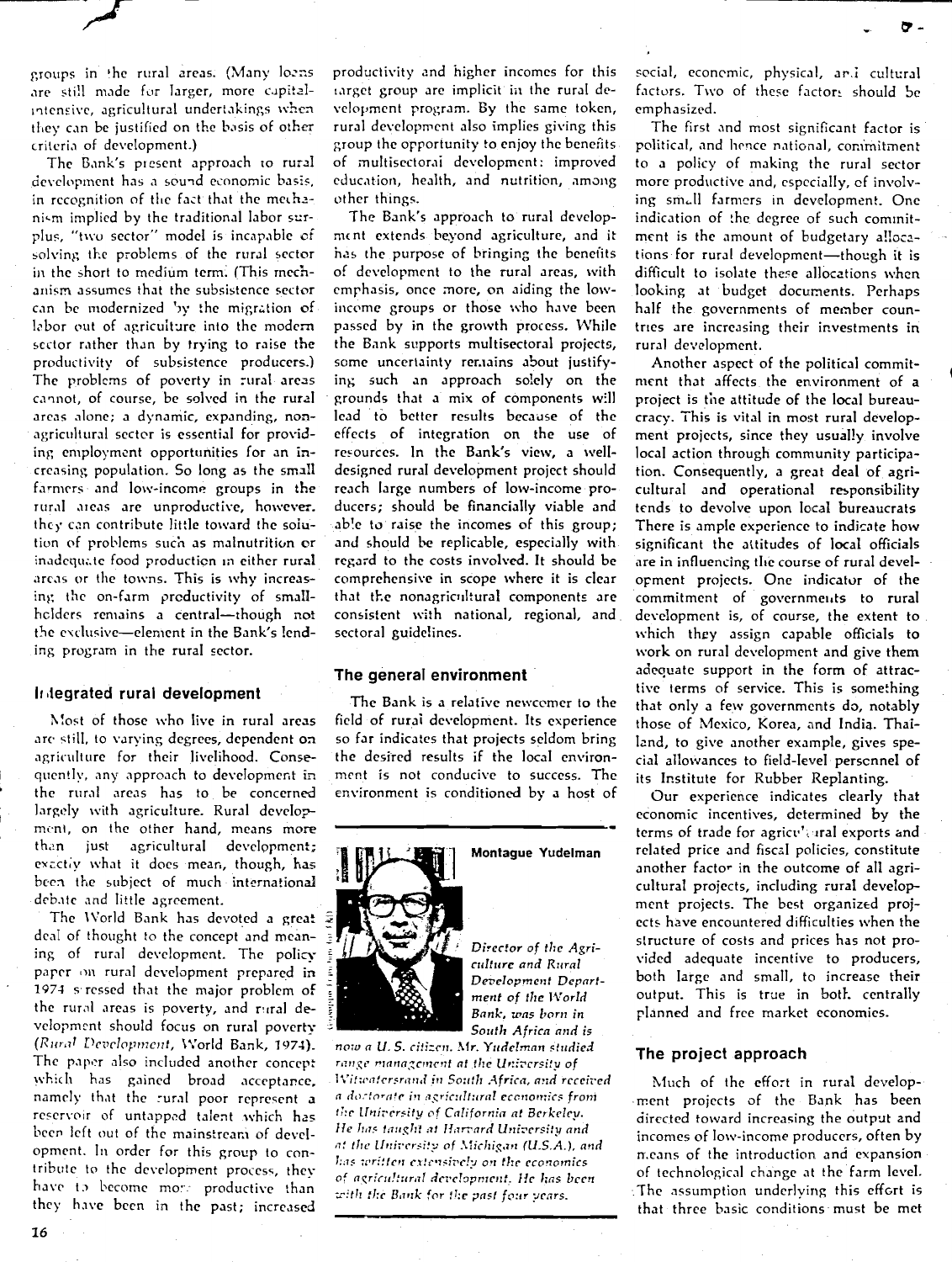groups in the rural areas. (Many loans are still made for larger, more capital-intensive, agricultural undertakings when they can be justified on the basis of other criteria of development.)

The Bank's present approach to rural development has a sound economic basis, in recognition of the fact that the mechanism implied by the traditional labor surplus, "two sector" model is incapable of solving the problems of the rural sector in the short to medium term. (This mechanism assumes that the subsistence sector can be modernized by the migration of labor out of agriculture into the modern sector rather than by trying to raise the productivity of subsistence producers.) The problems of poverty in rural areas cannot, of course, be solved in the rural areas alone; a dynamic, expanding, non-agricultural sector is essential for providing employment opportunities for an increasing population. So long as the small farmers and low-income groups in the rural areas are unproductive, however, they can contribute little toward the solution of problems such as malnutrition or inadequate food production in either rural areas or the towns. This is why increasing the on-farm productivity of smallholders remains a central—though not the exclusive—element in the Bank's lending program in the rural sector.

## Integrated rural development

Most of those who live in rural areas are still, to varying degrees, dependent on agriculture for their livelihood. Consequently, any approach to development in the rural areas has to be concerned largely with agriculture. Rural development, on the other hand, means more than just agricultural development; exactly what it does mean, though, has been the subject of much international debate and little agreement.

The World Bank has devoted a great deal of thought to the concept and meaning of rural development. The policy paper on rural development prepared in 1974 stressed that the major problem of the rural areas is poverty, and rural development should focus on rural poverty (*Rural Development*, World Bank, 1974). The paper also included another concept which has gained broad acceptance, namely that the rural poor represent a reservoir of untapped talent which has been left out of the mainstream of development. In order for this group to contribute to the development process, they have to become more productive than they have been in the past; increased productivity and higher incomes for this target group are implicit in the rural development program. By the same token, rural development also implies giving this group the opportunity to enjoy the benefits of multisectoral development: improved education, health, and nutrition, among other things.

The Bank's approach to rural development extends beyond agriculture, and it has the purpose of bringing the benefits of development to the rural areas, with emphasis, once more, on aiding the low-income groups or those who have been passed by in the growth process. While the Bank supports multisectoral projects, some uncertainty remains about justifying such an approach solely on the grounds that a mix of components will lead to better results because of the effects of integration on the use of resources. In the Bank's view, a well-designed rural development project should reach large numbers of low-income producers; should be financially viable and able to raise the incomes of this group; and should be replicable, especially with regard to the costs involved. It should be comprehensive in scope where it is clear that the nonagricultural components are consistent with national, regional, and sectoral guidelines.

## The general environment

The Bank is a relative newcomer to the field of rural development. Its experience so far indicates that projects seldom bring the desired results if the local environment is not conducive to success. The environment is conditioned by a host of social, economic, physical, and cultural factors. Two of these factors should be emphasized.

The first and most significant factor is political, and hence national, commitment to a policy of making the rural sector more productive and, especially, of involving small farmers in development. One indication of the degree of such commitment is the amount of budgetary allocations for rural development—though it is difficult to isolate these allocations when looking at budget documents. Perhaps half the governments of member countries are increasing their investments in rural development.

Another aspect of the political commitment that affects the environment of a project is the attitude of the local bureaucracy. This is vital in most rural development projects, since they usually involve local action through community participation. Consequently, a great deal of agricultural and operational responsibility tends to devolve upon local bureaucrats. There is ample experience to indicate how significant the attitudes of local officials are in influencing the course of rural development projects. One indicator of the commitment of governments to rural development is, of course, the extent to which they assign capable officials to work on rural development and give them adequate support in the form of attractive terms of service. This is something that only a few governments do, notably those of Mexico, Korea, and India. Thailand, to give another example, gives special allowances to field-level personnel of its Institute for Rubber Replanting.

Our experience indicates clearly that economic incentives, determined by the terms of trade for agricultural exports and related price and fiscal policies, constitute another factor in the outcome of all agricultural projects, including rural development projects. The best organized projects have encountered difficulties when the structure of costs and prices has not provided adequate incentive to producers, both large and small, to increase their output. This is true in both centrally planned and free market economies.

## The project approach

Much of the effort in rural development projects of the Bank has been directed toward increasing the output and incomes of low-income producers, often by means of the introduction and expansion of technological change at the farm level. The assumption underlying this effort is that three basic conditions must be met

**Montague Yudelman**

*Director of the Agriculture and Rural Development Department of the World Bank, was born in South Africa and is now a U.S. citizen. Mr. Yudelman studied range management at the University of Witwatersrand in South Africa, and received a doctorate in agricultural economics from the University of California at Berkeley. He has taught at Harvard University and at the University of Michigan (U.S.A.), and has written extensively on the economics of agricultural development. He has been with the Bank for the past four years.*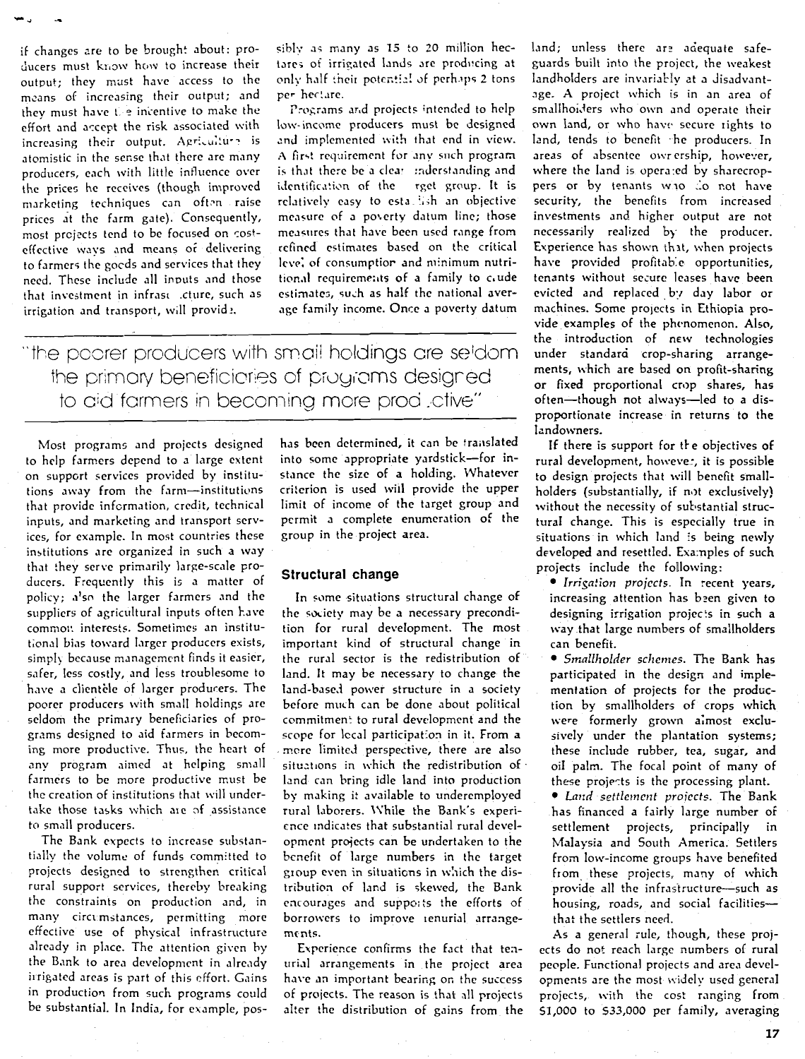if changes are to be brought about: producers must know how to increase their output; they must have access to the means of increasing their output; and they must have the incentive to make the effort and accept the risk associated with increasing their output. Agriculture is atomistic in the sense that there are many producers, each with little influence over the prices he receives (though improved marketing techniques can often raise prices at the farm gate). Consequently, most projects tend to be focused on cost-effective ways and means of delivering to farmers the goods and services that they need. These include all inputs and those that investment in infrastructure, such as irrigation and transport, will provide.

"the poorer producers with small holdings are seldom the primary beneficiaries of programs designed to aid farmers in becoming more productive"

Most programs and projects designed to help farmers depend to a large extent on support services provided by institutions away from the farm—institutions that provide information, credit, technical inputs, and marketing and transport services, for example. In most countries these institutions are organized in such a way that they serve primarily large-scale producers. Frequently this is a matter of policy; also the larger farmers and the suppliers of agricultural inputs often have common interests. Sometimes an institutional bias toward larger producers exists, simply because management finds it easier, safer, less costly, and less troublesome to have a clientèle of larger producers. The poorer producers with small holdings are seldom the primary beneficiaries of programs designed to aid farmers in becoming more productive. Thus, the heart of any program aimed at helping small farmers to be more productive must be the creation of institutions that will undertake those tasks which are of assistance to small producers.

The Bank expects to increase substantially the volume of funds committed to projects designed to strengthen critical rural support services, thereby breaking the constraints on production and, in many circumstances, permitting more effective use of physical infrastructure already in place. The attention given by the Bank to area development in already irrigated areas is part of this effort. Gains in production from such programs could be substantial. In India, for example, possibly as many as 15 to 20 million hectares of irrigated lands are producing at only half their potential of perhaps 2 tons per hectare.

Programs and projects intended to help low-income producers must be designed and implemented with that end in view. A first requirement for any such program is that there be a clear understanding and identification of the target group. It is relatively easy to establish an objective measure of a poverty datum line; those measures that have been used range from refined estimates based on the critical level of consumption and minimum nutritional requirements of a family to crude estimates, such as half the national average family income. Once a poverty datum has been determined, it can be translated into some appropriate yardstick—for instance the size of a holding. Whatever criterion is used will provide the upper limit of income of the target group and permit a complete enumeration of the group in the project area.

### Structural change

In some situations structural change of the society may be a necessary precondition for rural development. The most important kind of structural change in the rural sector is the redistribution of land. It may be necessary to change the land-based power structure in a society before much can be done about political commitment to rural development and the scope for local participation in it. From a more limited perspective, there are also situations in which the redistribution of land can bring idle land into production by making it available to underemployed rural laborers. While the Bank's experience indicates that substantial rural development projects can be undertaken to the benefit of large numbers in the target group even in situations in which the distribution of land is skewed, the Bank encourages and supports the efforts of borrowers to improve tenurial arrangements.

Experience confirms the fact that tenurial arrangements in the project area have an important bearing on the success of projects. The reason is that all projects alter the distribution of gains from the land; unless there are adequate safeguards built into the project, the weakest landholders are invariably at a disadvantage. A project which is in an area of smallholders who own and operate their own land, or who have secure rights to land, tends to benefit the producers. In areas of absentee ownership, however, where the land is operated by sharecroppers or by tenants who do not have security, the benefits from increased investments and higher output are not necessarily realized by the producer. Experience has shown that, when projects have provided profitable opportunities, tenants without secure leases have been evicted and replaced by day labor or machines. Some projects in Ethiopia provide examples of the phenomenon. Also, the introduction of new technologies under standard crop-sharing arrangements, which are based on profit-sharing or fixed proportional crop shares, has often—though not always—led to a disproportionate increase in returns to the landowners.

If there is support for the objectives of rural development, however, it is possible to design projects that will benefit smallholders (substantially, if not exclusively) without the necessity of substantial structural change. This is especially true in situations in which land is being newly developed and resettled. Examples of such projects include the following:

- *Irrigation projects.* In recent years, increasing attention has been given to designing irrigation projects in such a way that large numbers of smallholders can benefit.
- *Smallholder schemes.* The Bank has participated in the design and implementation of projects for the production by smallholders of crops which were formerly grown almost exclusively under the plantation systems; these include rubber, tea, sugar, and oil palm. The focal point of many of these projects is the processing plant.
- *Land settlement projects.* The Bank has financed a fairly large number of settlement projects, principally in Malaysia and South America. Settlers from low-income groups have benefited from these projects, many of which provide all the infrastructure—such as housing, roads, and social facilities—that the settlers need.

As a general rule, though, these projects do not reach large numbers of rural people. Functional projects and area developments are the most widely used general projects, with the cost ranging from $1,000 to $33,000 per family, averaging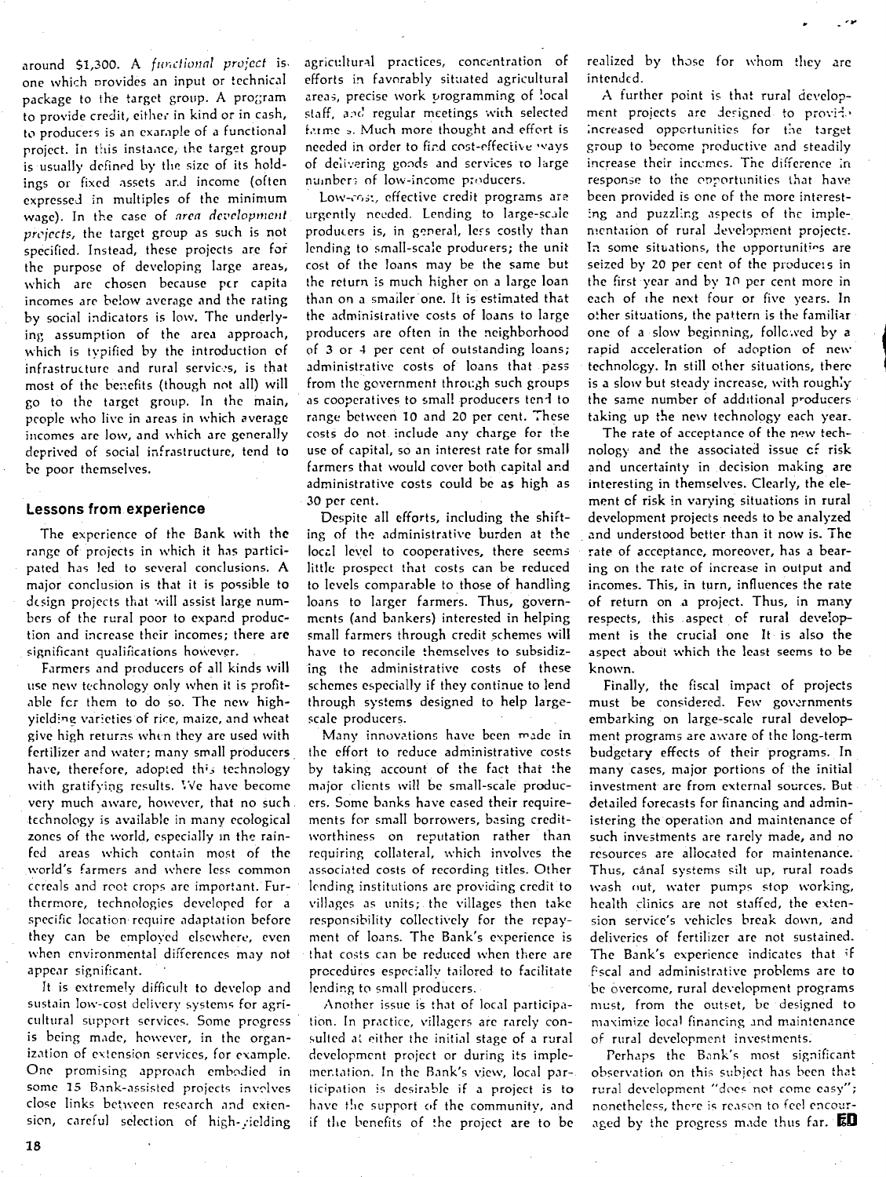around $1,300. A *functional project* is one which provides an input or technical package to the target group. A program to provide credit, either in kind or in cash, to producers is an example of a functional project. In this instance, the target group is usually defined by the size of its holdings or fixed assets and income (often expressed in multiples of the minimum wage). In the case of *area development projects*, the target group as such is not specified. Instead, these projects are for the purpose of developing large areas, which are chosen because per capita incomes are below average and the rating by social indicators is low. The underlying assumption of the area approach, which is typified by the introduction of infrastructure and rural services, is that most of the benefits (though not all) will go to the target group. In the main, people who live in areas in which average incomes are low, and which are generally deprived of social infrastructure, tend to be poor themselves.

## Lessons from experience

The experience of the Bank with the range of projects in which it has participated has led to several conclusions. A major conclusion is that it is possible to design projects that will assist large numbers of the rural poor to expand production and increase their incomes; there are significant qualifications however.

Farmers and producers of all kinds will use new technology only when it is profitable for them to do so. The new high-yielding varieties of rice, maize, and wheat give high returns when they are used with fertilizer and water; many small producers have, therefore, adopted this technology with gratifying results. We have become very much aware, however, that no such technology is available in many ecological zones of the world, especially in the rainfed areas which contain most of the world's farmers and where less common cereals and root crops are important. Furthermore, technologies developed for a specific location require adaptation before they can be employed elsewhere, even when environmental differences may not appear significant.

It is extremely difficult to develop and sustain low-cost delivery systems for agricultural support services. Some progress is being made, however, in the organization of extension services, for example. One promising approach embodied in some 15 Bank-assisted projects involves close links between research and extension, careful selection of high-yielding agricultural practices, concentration of efforts in favorably situated agricultural areas, precise work programming of local staff, and regular meetings with selected farmers. Much more thought and effort is needed in order to find cost-effective ways of delivering goods and services to large numbers of low-income producers.

Low-cost, effective credit programs are urgently needed. Lending to large-scale producers is, in general, less costly than lending to small-scale producers; the unit cost of the loans may be the same but the return is much higher on a large loan than on a smaller one. It is estimated that the administrative costs of loans to large producers are often in the neighborhood of 3 or 4 per cent of outstanding loans; administrative costs of loans that pass from the government through such groups as cooperatives to small producers tend to range between 10 and 20 per cent. These costs do not include any charge for the use of capital, so an interest rate for small farmers that would cover both capital and administrative costs could be as high as 30 per cent.

Despite all efforts, including the shifting of the administrative burden at the local level to cooperatives, there seems little prospect that costs can be reduced to levels comparable to those of handling loans to larger farmers. Thus, governments (and bankers) interested in helping small farmers through credit schemes will have to reconcile themselves to subsidizing the administrative costs of these schemes especially if they continue to lend through systems designed to help large-scale producers.

Many innovations have been made in the effort to reduce administrative costs by taking account of the fact that the major clients will be small-scale producers. Some banks have eased their requirements for small borrowers, basing creditworthiness on reputation rather than requiring collateral, which involves the associated costs of recording titles. Other lending institutions are providing credit to villages as units; the villages then take responsibility collectively for the repayment of loans. The Bank's experience is that costs can be reduced when there are procedures especially tailored to facilitate lending to small producers.

Another issue is that of local participation. In practice, villagers are rarely consulted at either the initial stage of a rural development project or during its implementation. In the Bank's view, local participation is desirable if a project is to have the support of the community, and if the benefits of the project are to be realized by those for whom they are intended.

A further point is that rural development projects are designed to provide increased opportunities for the target group to become productive and steadily increase their incomes. The difference in response to the opportunities that have been provided is one of the more interesting and puzzling aspects of the implementation of rural development projects. In some situations, the opportunities are seized by 20 per cent of the producers in the first year and by 10 per cent more in each of the next four or five years. In other situations, the pattern is the familiar one of a slow beginning, followed by a rapid acceleration of adoption of new technology. In still other situations, there is a slow but steady increase, with roughly the same number of additional producers taking up the new technology each year.

The rate of acceptance of the new technology and the associated issue of risk and uncertainty in decision making are interesting in themselves. Clearly, the element of risk in varying situations in rural development projects needs to be analyzed and understood better than it now is. The rate of acceptance, moreover, has a bearing on the rate of increase in output and incomes. This, in turn, influences the rate of return on a project. Thus, in many respects, this aspect of rural development is the crucial one. It is also the aspect about which the least seems to be known.

Finally, the fiscal impact of projects must be considered. Few governments embarking on large-scale rural development programs are aware of the long-term budgetary effects of their programs. In many cases, major portions of the initial investment are from external sources. But detailed forecasts for financing and administering the operation and maintenance of such investments are rarely made, and no resources are allocated for maintenance. Thus, canal systems silt up, rural roads wash out, water pumps stop working, health clinics are not staffed, the extension service's vehicles break down, and deliveries of fertilizer are not sustained. The Bank's experience indicates that if fiscal and administrative problems are to be overcome, rural development programs must, from the outset, be designed to maximize local financing and maintenance of rural development investments.

Perhaps the Bank's most significant observation on this subject has been that rural development "does not come easy"; nonetheless, there is reason to feel encouraged by the progress made thus far.